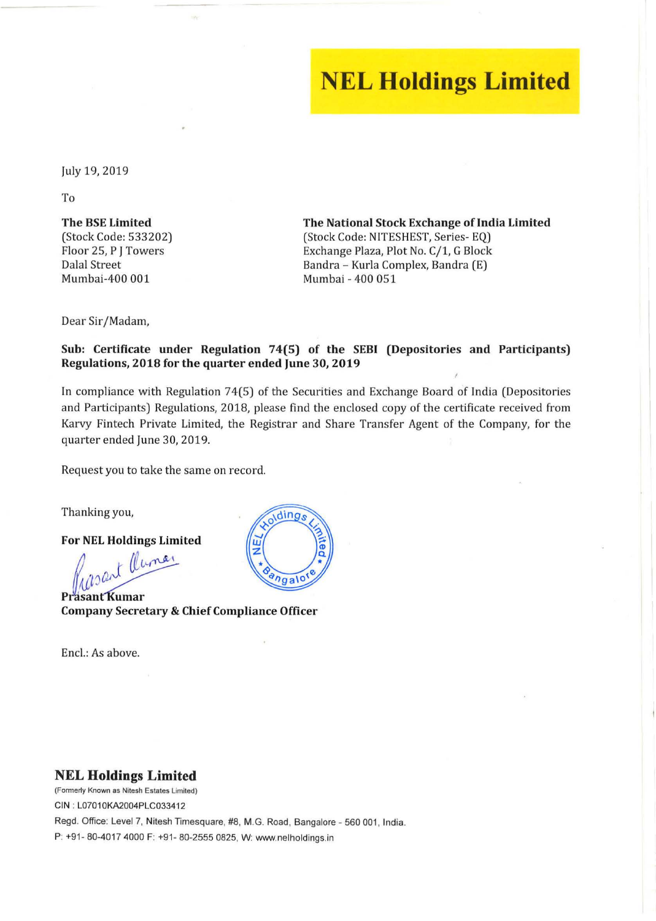# NEL Holdings Limited

July 19, 2019

To

**The BSE Limited**
(Stock Code: 533202)
Floor 25, P J Towers
Dalal Street
Mumbai-400 001

**The National Stock Exchange of India Limited**
(Stock Code: NITESHEST, Series- EQ)
Exchange Plaza, Plot No. C/1, G Block
Bandra – Kurla Complex, Bandra (E)
Mumbai - 400 051

Dear Sir/Madam,

**Sub: Certificate under Regulation 74(5) of the SEBI (Depositories and Participants) Regulations, 2018 for the quarter ended June 30, 2019**

In compliance with Regulation 74(5) of the Securities and Exchange Board of India (Depositories and Participants) Regulations, 2018, please find the enclosed copy of the certificate received from Karvy Fintech Private Limited, the Registrar and Share Transfer Agent of the Company, for the quarter ended June 30, 2019.

Request you to take the same on record.

Thanking you,

**For NEL Holdings Limited**

**Prasant Kumar**
**Company Secretary & Chief Compliance Officer**

Encl.: As above.

**NEL Holdings Limited**
(Formerly Known as Nitesh Estates Limited)
CIN : L07010KA2004PLC033412
Regd. Office: Level 7, Nitesh Timesquare, #8, M.G. Road, Bangalore - 560 001, India.
P: +91- 80-4017 4000 F: +91- 80-2555 0825, W: www.nelholdings.in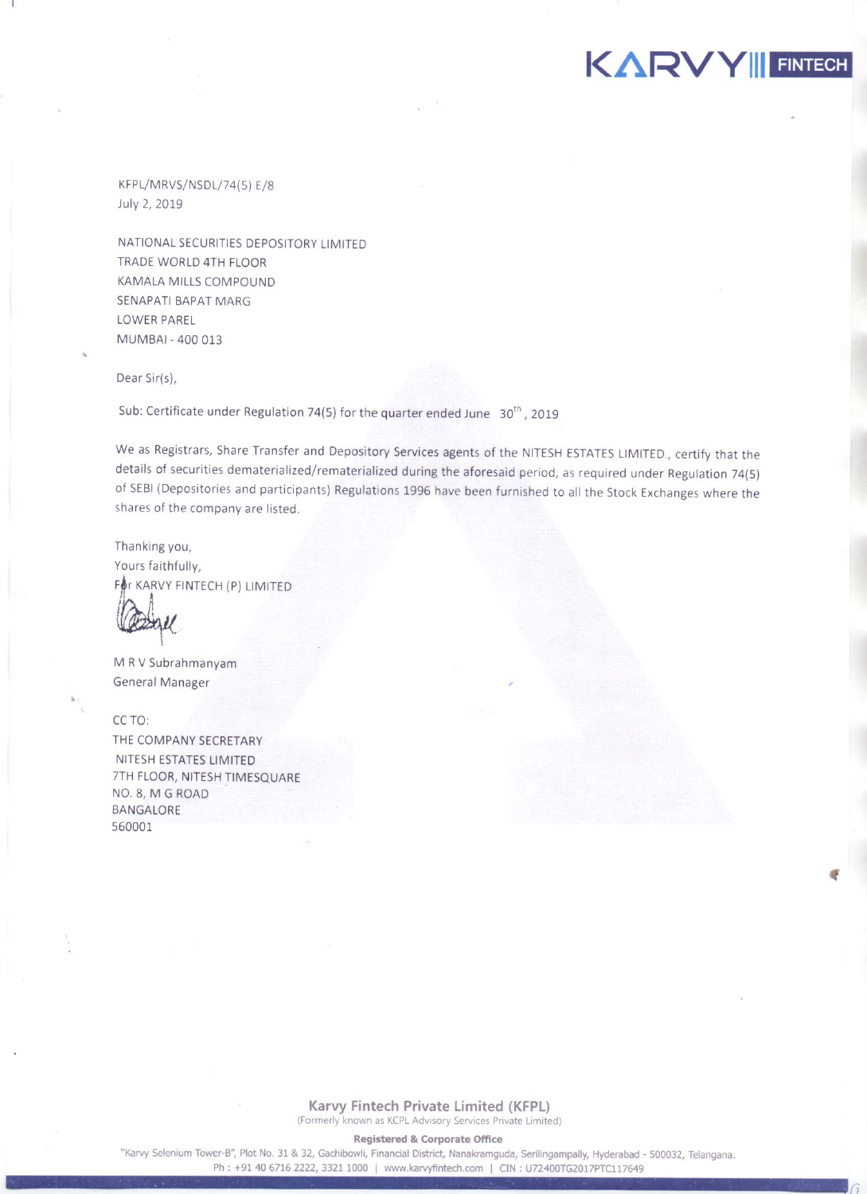KARVY FINTECH

KFPL/MRVS/NSDL/74(5) E/8
July 2, 2019

NATIONAL SECURITIES DEPOSITORY LIMITED
TRADE WORLD 4TH FLOOR
KAMALA MILLS COMPOUND
SENAPATI BAPAT MARG
LOWER PAREL
MUMBAI - 400 013

Dear Sir(s),

Sub: Certificate under Regulation 74(5) for the quarter ended June 30th, 2019

We as Registrars, Share Transfer and Depository Services agents of the NITESH ESTATES LIMITED., certify that the details of securities dematerialized/rematerialized during the aforesaid period, as required under Regulation 74(5) of SEBI (Depositories and participants) Regulations 1996 have been furnished to all the Stock Exchanges where the shares of the company are listed.

Thanking you,
Yours faithfully,
For KARVY FINTECH (P) LIMITED

M R V Subrahmanyam
General Manager

CC TO:
THE COMPANY SECRETARY
NITESH ESTATES LIMITED
7TH FLOOR, NITESH TIMESQUARE
NO. 8, M G ROAD
BANGALORE
560001

**Karvy Fintech Private Limited (KFPL)**
(Formerly known as KCPL Advisory Services Private Limited)

**Registered & Corporate Office**
"Karvy Selenium Tower-B", Plot No. 31 & 32, Gachibowli, Financial District, Nanakramguda, Serilingampally, Hyderabad - 500032, Telangana.
Ph : +91 40 6716 2222, 3321 1000 | www.karvyfintech.com | CIN : U72400TG2017PTC117649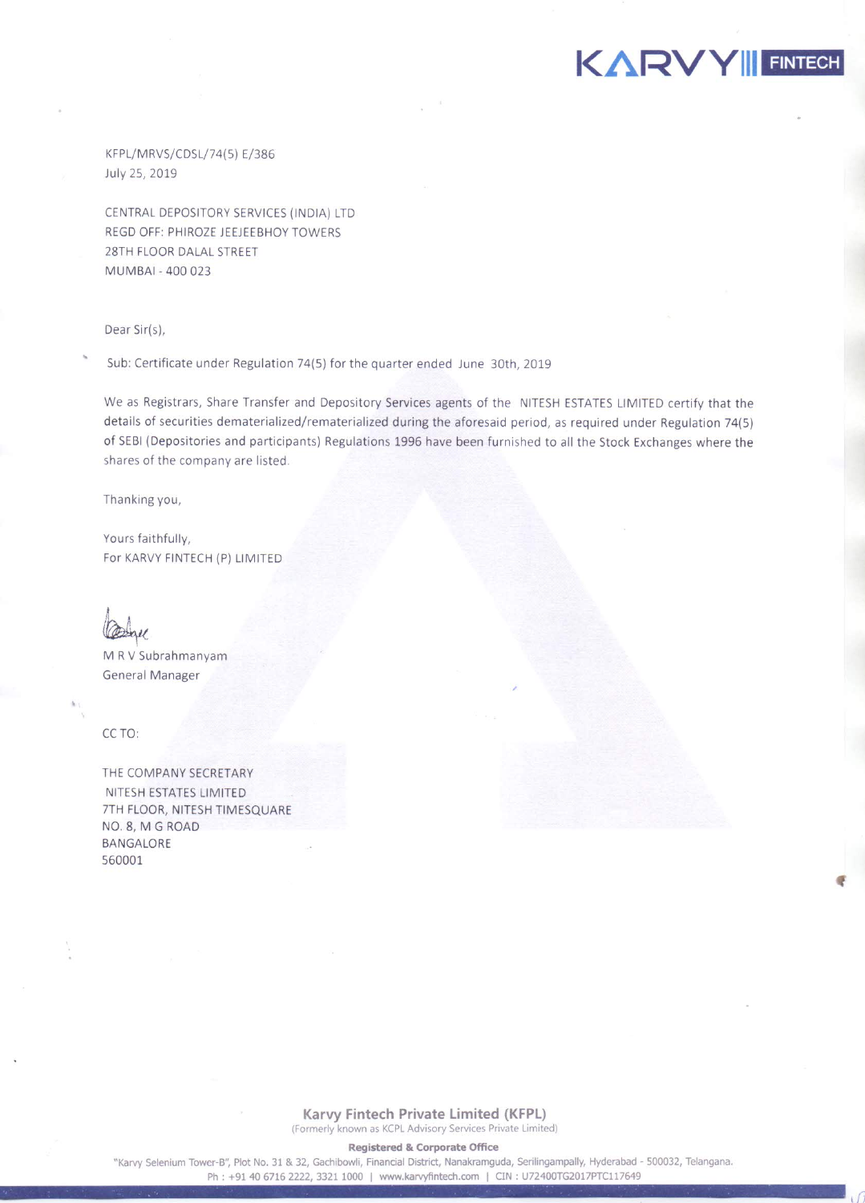KFPL/MRVS/CDSL/74(5) E/386
July 25, 2019

CENTRAL DEPOSITORY SERVICES (INDIA) LTD
REGD OFF: PHIROZE JEEJEEBHOY TOWERS
28TH FLOOR DALAL STREET
MUMBAI - 400 023

Dear Sir(s),

Sub: Certificate under Regulation 74(5) for the quarter ended June 30th, 2019

We as Registrars, Share Transfer and Depository Services agents of the NITESH ESTATES LIMITED certify that the details of securities dematerialized/rematerialized during the aforesaid period, as required under Regulation 74(5) of SEBI (Depositories and participants) Regulations 1996 have been furnished to all the Stock Exchanges where the shares of the company are listed.

Thanking you,

Yours faithfully,
For KARVY FINTECH (P) LIMITED

M R V Subrahmanyam
General Manager

CC TO:

THE COMPANY SECRETARY
NITESH ESTATES LIMITED
7TH FLOOR, NITESH TIMESQUARE
NO. 8, M G ROAD
BANGALORE
560001

**Karvy Fintech Private Limited (KFPL)**
(Formerly known as KCPL Advisory Services Private Limited)

**Registered & Corporate Office**
"Karvy Selenium Tower-B", Plot No. 31 & 32, Gachibowli, Financial District, Nanakramguda, Serilingampally, Hyderabad - 500032, Telangana.
Ph : +91 40 6716 2222, 3321 1000 | www.karvyfintech.com | CIN : U72400TG2017PTC117649